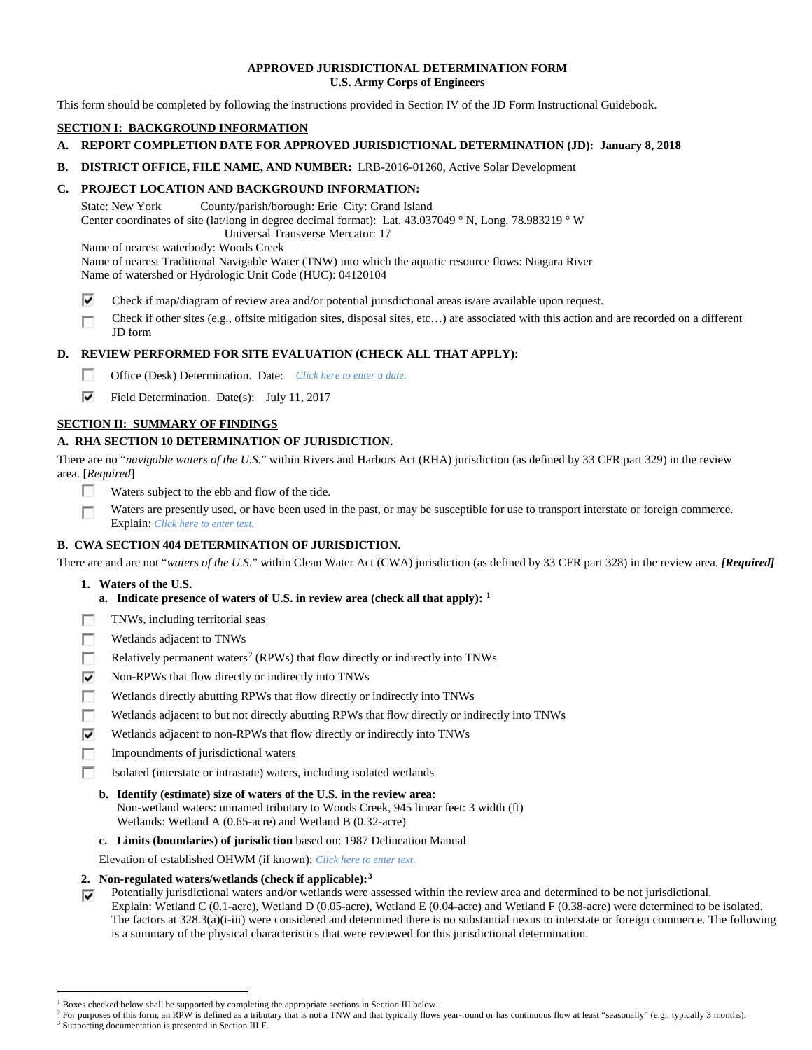**APPROVED JURISDICTIONAL DETERMINATION FORM**
**U.S. Army Corps of Engineers**

This form should be completed by following the instructions provided in Section IV of the JD Form Instructional Guidebook.

## SECTION I: BACKGROUND INFORMATION

**A. REPORT COMPLETION DATE FOR APPROVED JURISDICTIONAL DETERMINATION (JD): January 8, 2018**

**B. DISTRICT OFFICE, FILE NAME, AND NUMBER:** LRB-2016-01260, Active Solar Development

**C. PROJECT LOCATION AND BACKGROUND INFORMATION:**

State: New York County/parish/borough: Erie City: Grand Island
Center coordinates of site (lat/long in degree decimal format): Lat. 43.037049 ° N, Long. 78.983219 ° W
Universal Transverse Mercator: 17
Name of nearest waterbody: Woods Creek
Name of nearest Traditional Navigable Water (TNW) into which the aquatic resource flows: Niagara River
Name of watershed or Hydrologic Unit Code (HUC): 04120104

- [x] Check if map/diagram of review area and/or potential jurisdictional areas is/are available upon request.
- [ ] Check if other sites (e.g., offsite mitigation sites, disposal sites, etc…) are associated with this action and are recorded on a different JD form

**D. REVIEW PERFORMED FOR SITE EVALUATION (CHECK ALL THAT APPLY):**

- [ ] Office (Desk) Determination. Date: *Click here to enter a date.*
- [x] Field Determination. Date(s): July 11, 2017

## SECTION II: SUMMARY OF FINDINGS

**A. RHA SECTION 10 DETERMINATION OF JURISDICTION.**

There are no "*navigable waters of the U.S.*" within Rivers and Harbors Act (RHA) jurisdiction (as defined by 33 CFR part 329) in the review area. [*Required*]

- [ ] Waters subject to the ebb and flow of the tide.
- [ ] Waters are presently used, or have been used in the past, or may be susceptible for use to transport interstate or foreign commerce. Explain: *Click here to enter text.*

**B. CWA SECTION 404 DETERMINATION OF JURISDICTION.**

There are and are not "*waters of the U.S.*" within Clean Water Act (CWA) jurisdiction (as defined by 33 CFR part 328) in the review area. ***[Required]***

**1. Waters of the U.S.**

**a. Indicate presence of waters of U.S. in review area (check all that apply):** [1]

- [ ] TNWs, including territorial seas
- [ ] Wetlands adjacent to TNWs
- [ ] Relatively permanent waters[2] (RPWs) that flow directly or indirectly into TNWs
- [x] Non-RPWs that flow directly or indirectly into TNWs
- [ ] Wetlands directly abutting RPWs that flow directly or indirectly into TNWs
- [ ] Wetlands adjacent to but not directly abutting RPWs that flow directly or indirectly into TNWs
- [x] Wetlands adjacent to non-RPWs that flow directly or indirectly into TNWs
- [ ] Impoundments of jurisdictional waters
- [ ] Isolated (interstate or intrastate) waters, including isolated wetlands

**b. Identify (estimate) size of waters of the U.S. in the review area:**
Non-wetland waters: unnamed tributary to Woods Creek, 945 linear feet: 3 width (ft)
Wetlands: Wetland A (0.65-acre) and Wetland B (0.32-acre)

**c. Limits (boundaries) of jurisdiction** based on: 1987 Delineation Manual

Elevation of established OHWM (if known): *Click here to enter text.*

**2. Non-regulated waters/wetlands (check if applicable):**[3]

- [x] Potentially jurisdictional waters and/or wetlands were assessed within the review area and determined to be not jurisdictional. Explain: Wetland C (0.1-acre), Wetland D (0.05-acre), Wetland E (0.04-acre) and Wetland F (0.38-acre) were determined to be isolated. The factors at 328.3(a)(i-iii) were considered and determined there is no substantial nexus to interstate or foreign commerce. The following is a summary of the physical characteristics that were reviewed for this jurisdictional determination.

---

[1] Boxes checked below shall be supported by completing the appropriate sections in Section III below.
[2] For purposes of this form, an RPW is defined as a tributary that is not a TNW and that typically flows year-round or has continuous flow at least "seasonally" (e.g., typically 3 months).
[3] Supporting documentation is presented in Section III.F.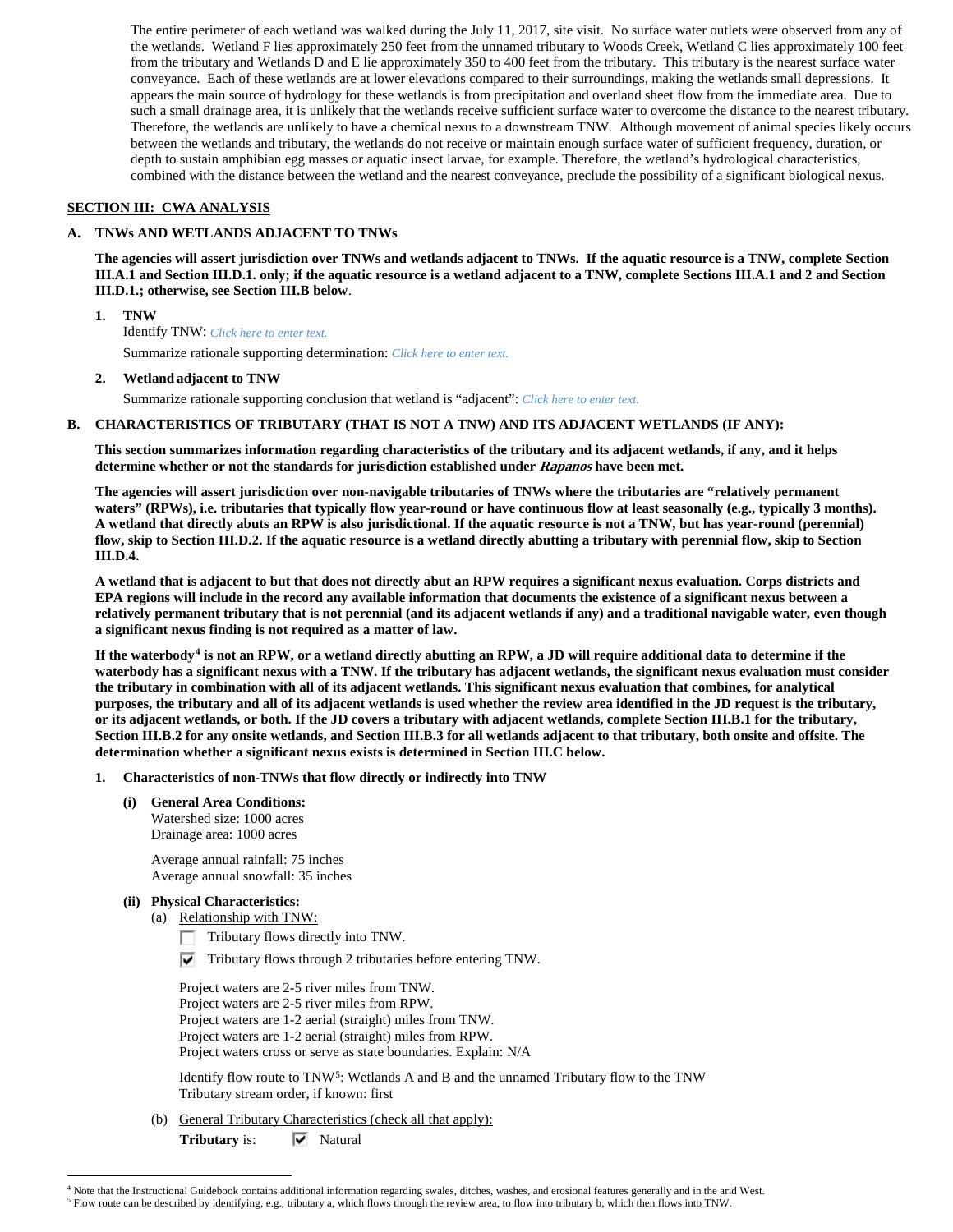The entire perimeter of each wetland was walked during the July 11, 2017, site visit. No surface water outlets were observed from any of the wetlands. Wetland F lies approximately 250 feet from the unnamed tributary to Woods Creek, Wetland C lies approximately 100 feet from the tributary and Wetlands D and E lie approximately 350 to 400 feet from the tributary. This tributary is the nearest surface water conveyance. Each of these wetlands are at lower elevations compared to their surroundings, making the wetlands small depressions. It appears the main source of hydrology for these wetlands is from precipitation and overland sheet flow from the immediate area. Due to such a small drainage area, it is unlikely that the wetlands receive sufficient surface water to overcome the distance to the nearest tributary. Therefore, the wetlands are unlikely to have a chemical nexus to a downstream TNW. Although movement of animal species likely occurs between the wetlands and tributary, the wetlands do not receive or maintain enough surface water of sufficient frequency, duration, or depth to sustain amphibian egg masses or aquatic insect larvae, for example. Therefore, the wetland's hydrological characteristics, combined with the distance between the wetland and the nearest conveyance, preclude the possibility of a significant biological nexus.

## SECTION III: CWA ANALYSIS

### A. TNWs AND WETLANDS ADJACENT TO TNWs

**The agencies will assert jurisdiction over TNWs and wetlands adjacent to TNWs. If the aquatic resource is a TNW, complete Section III.A.1 and Section III.D.1. only; if the aquatic resource is a wetland adjacent to a TNW, complete Sections III.A.1 and 2 and Section III.D.1.; otherwise, see Section III.B below.**

1. **TNW**
   Identify TNW: *Click here to enter text.*
   Summarize rationale supporting determination: *Click here to enter text.*

2. **Wetland adjacent to TNW**
   Summarize rationale supporting conclusion that wetland is "adjacent": *Click here to enter text.*

### B. CHARACTERISTICS OF TRIBUTARY (THAT IS NOT A TNW) AND ITS ADJACENT WETLANDS (IF ANY):

**This section summarizes information regarding characteristics of the tributary and its adjacent wetlands, if any, and it helps determine whether or not the standards for jurisdiction established under *Rapanos* have been met.**

**The agencies will assert jurisdiction over non-navigable tributaries of TNWs where the tributaries are "relatively permanent waters" (RPWs), i.e. tributaries that typically flow year-round or have continuous flow at least seasonally (e.g., typically 3 months). A wetland that directly abuts an RPW is also jurisdictional. If the aquatic resource is not a TNW, but has year-round (perennial) flow, skip to Section III.D.2. If the aquatic resource is a wetland directly abutting a tributary with perennial flow, skip to Section III.D.4.**

**A wetland that is adjacent to but that does not directly abut an RPW requires a significant nexus evaluation. Corps districts and EPA regions will include in the record any available information that documents the existence of a significant nexus between a relatively permanent tributary that is not perennial (and its adjacent wetlands if any) and a traditional navigable water, even though a significant nexus finding is not required as a matter of law.**

**If the waterbody[4] is not an RPW, or a wetland directly abutting an RPW, a JD will require additional data to determine if the waterbody has a significant nexus with a TNW. If the tributary has adjacent wetlands, the significant nexus evaluation must consider the tributary in combination with all of its adjacent wetlands. This significant nexus evaluation that combines, for analytical purposes, the tributary and all of its adjacent wetlands is used whether the review area identified in the JD request is the tributary, or its adjacent wetlands, or both. If the JD covers a tributary with adjacent wetlands, complete Section III.B.1 for the tributary, Section III.B.2 for any onsite wetlands, and Section III.B.3 for all wetlands adjacent to that tributary, both onsite and offsite. The determination whether a significant nexus exists is determined in Section III.C below.**

1. **Characteristics of non-TNWs that flow directly or indirectly into TNW**

   **(i) General Area Conditions:**
   Watershed size: 1000 acres
   Drainage area: 1000 acres

   Average annual rainfall: 75 inches
   Average annual snowfall: 35 inches

   **(ii) Physical Characteristics:**
   (a) Relationship with TNW:
   - ☐ Tributary flows directly into TNW.
   - ☑ Tributary flows through 2 tributaries before entering TNW.

   Project waters are 2-5 river miles from TNW.
   Project waters are 2-5 river miles from RPW.
   Project waters are 1-2 aerial (straight) miles from TNW.
   Project waters are 1-2 aerial (straight) miles from RPW.
   Project waters cross or serve as state boundaries. Explain: N/A

   Identify flow route to TNW[5]: Wetlands A and B and the unnamed Tributary flow to the TNW
   Tributary stream order, if known: first

   (b) General Tributary Characteristics (check all that apply):
   **Tributary** is: ☑ Natural

---

[4] Note that the Instructional Guidebook contains additional information regarding swales, ditches, washes, and erosional features generally and in the arid West.
[5] Flow route can be described by identifying, e.g., tributary a, which flows through the review area, to flow into tributary b, which then flows into TNW.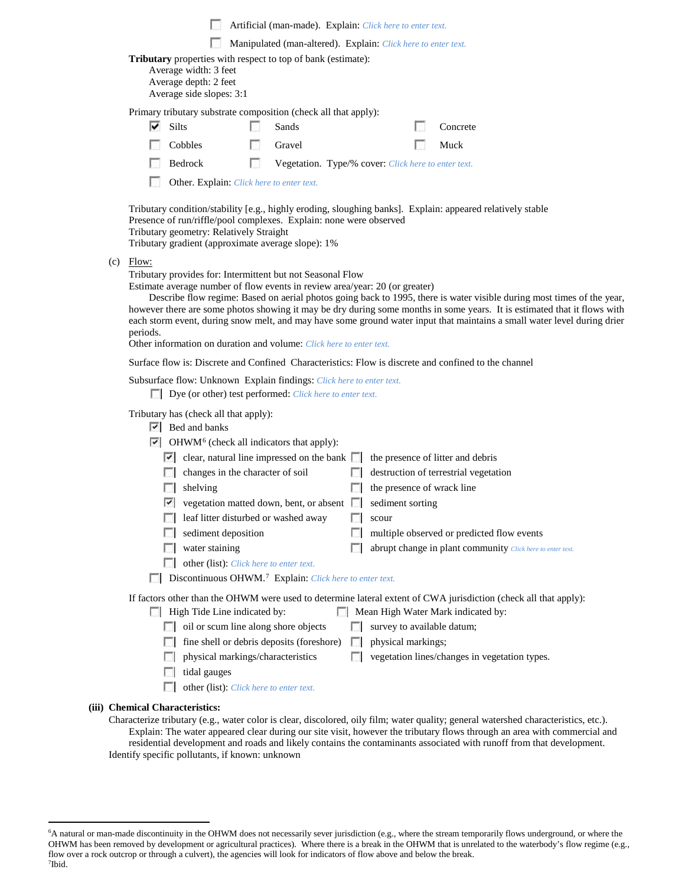- [ ] Artificial (man-made). Explain: *Click here to enter text.*
- [ ] Manipulated (man-altered). Explain: *Click here to enter text.*

**Tributary** properties with respect to top of bank (estimate):
- Average width: 3 feet
- Average depth: 2 feet
- Average side slopes: 3:1

Primary tributary substrate composition (check all that apply):

- [x] Silts
- [ ] Sands
- [ ] Concrete
- [ ] Cobbles
- [ ] Gravel
- [ ] Muck
- [ ] Bedrock
- [ ] Vegetation. Type/% cover: *Click here to enter text.*
- [ ] Other. Explain: *Click here to enter text.*

Tributary condition/stability [e.g., highly eroding, sloughing banks]. Explain: appeared relatively stable
Presence of run/riffle/pool complexes. Explain: none were observed
Tributary geometry: Relatively Straight
Tributary gradient (approximate average slope): 1%

(c) Flow:

Tributary provides for: Intermittent but not Seasonal Flow
Estimate average number of flow events in review area/year: 20 (or greater)

Describe flow regime: Based on aerial photos going back to 1995, there is water visible during most times of the year, however there are some photos showing it may be dry during some months in some years. It is estimated that it flows with each storm event, during snow melt, and may have some ground water input that maintains a small water level during drier periods.

Other information on duration and volume: *Click here to enter text.*

Surface flow is: Discrete and Confined Characteristics: Flow is discrete and confined to the channel

Subsurface flow: Unknown Explain findings: *Click here to enter text.*
- [ ] Dye (or other) test performed: *Click here to enter text.*

Tributary has (check all that apply):
- [x] Bed and banks
- [x] OHWM[6] (check all indicators that apply):
  - [x] clear, natural line impressed on the bank
  - [ ] changes in the character of soil
  - [ ] shelving
  - [x] vegetation matted down, bent, or absent
  - [ ] leaf litter disturbed or washed away
  - [ ] sediment deposition
  - [ ] water staining
  - [ ] other (list): *Click here to enter text.*
  - [ ] the presence of litter and debris
  - [ ] destruction of terrestrial vegetation
  - [ ] the presence of wrack line
  - [ ] sediment sorting
  - [ ] scour
  - [ ] multiple observed or predicted flow events
  - [ ] abrupt change in plant community *Click here to enter text.*
- [ ] Discontinuous OHWM.[7] Explain: *Click here to enter text.*

If factors other than the OHWM were used to determine lateral extent of CWA jurisdiction (check all that apply):
- [ ] High Tide Line indicated by:
  - [ ] oil or scum line along shore objects
  - [ ] fine shell or debris deposits (foreshore)
  - [ ] physical markings/characteristics
  - [ ] tidal gauges
  - [ ] other (list): *Click here to enter text.*
- [ ] Mean High Water Mark indicated by:
  - [ ] survey to available datum;
  - [ ] physical markings;
  - [ ] vegetation lines/changes in vegetation types.

**(iii) Chemical Characteristics:**

Characterize tributary (e.g., water color is clear, discolored, oily film; water quality; general watershed characteristics, etc.).
Explain: The water appeared clear during our site visit, however the tributary flows through an area with commercial and residential development and roads and likely contains the contaminants associated with runoff from that development.

Identify specific pollutants, if known: unknown

---

[6] A natural or man-made discontinuity in the OHWM does not necessarily sever jurisdiction (e.g., where the stream temporarily flows underground, or where the OHWM has been removed by development or agricultural practices). Where there is a break in the OHWM that is unrelated to the waterbody's flow regime (e.g., flow over a rock outcrop or through a culvert), the agencies will look for indicators of flow above and below the break.
[7] Ibid.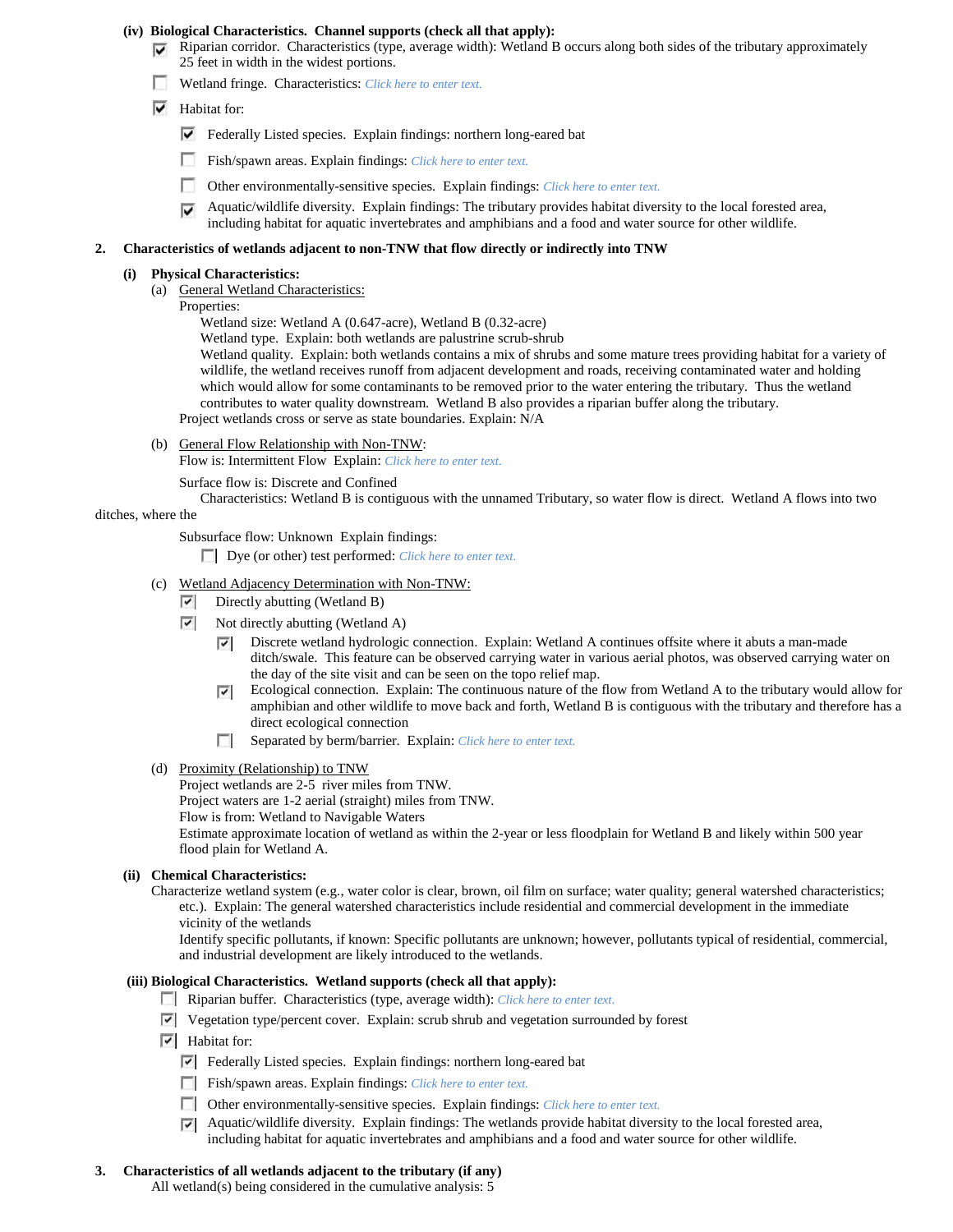**(iv) Biological Characteristics. Channel supports (check all that apply):**

- [x] Riparian corridor. Characteristics (type, average width): Wetland B occurs along both sides of the tributary approximately 25 feet in width in the widest portions.
- [ ] Wetland fringe. Characteristics: *Click here to enter text.*
- [x] Habitat for:
  - [x] Federally Listed species. Explain findings: northern long-eared bat
  - [ ] Fish/spawn areas. Explain findings: *Click here to enter text.*
  - [ ] Other environmentally-sensitive species. Explain findings: *Click here to enter text.*
  - [x] Aquatic/wildlife diversity. Explain findings: The tributary provides habitat diversity to the local forested area, including habitat for aquatic invertebrates and amphibians and a food and water source for other wildlife.

**2. Characteristics of wetlands adjacent to non-TNW that flow directly or indirectly into TNW**

**(i) Physical Characteristics:**

(a) General Wetland Characteristics:

Properties:

Wetland size: Wetland A (0.647-acre), Wetland B (0.32-acre)

Wetland type. Explain: both wetlands are palustrine scrub-shrub

Wetland quality. Explain: both wetlands contains a mix of shrubs and some mature trees providing habitat for a variety of wildlife, the wetland receives runoff from adjacent development and roads, receiving contaminated water and holding which would allow for some contaminants to be removed prior to the water entering the tributary. Thus the wetland contributes to water quality downstream. Wetland B also provides a riparian buffer along the tributary.

Project wetlands cross or serve as state boundaries. Explain: N/A

(b) General Flow Relationship with Non-TNW:

Flow is: Intermittent Flow Explain: *Click here to enter text.*

Surface flow is: Discrete and Confined

Characteristics: Wetland B is contiguous with the unnamed Tributary, so water flow is direct. Wetland A flows into two ditches, where the

Subsurface flow: Unknown Explain findings:

- [ ] Dye (or other) test performed: *Click here to enter text.*

(c) Wetland Adjacency Determination with Non-TNW:

- [x] Directly abutting (Wetland B)
- [x] Not directly abutting (Wetland A)
  - [x] Discrete wetland hydrologic connection. Explain: Wetland A continues offsite where it abuts a man-made ditch/swale. This feature can be observed carrying water in various aerial photos, was observed carrying water on the day of the site visit and can be seen on the topo relief map.
  - [x] Ecological connection. Explain: The continuous nature of the flow from Wetland A to the tributary would allow for amphibian and other wildlife to move back and forth, Wetland B is contiguous with the tributary and therefore has a direct ecological connection
  - [ ] Separated by berm/barrier. Explain: *Click here to enter text.*

(d) Proximity (Relationship) to TNW

Project wetlands are 2-5 river miles from TNW.

Project waters are 1-2 aerial (straight) miles from TNW.

Flow is from: Wetland to Navigable Waters

Estimate approximate location of wetland as within the 2-year or less floodplain for Wetland B and likely within 500 year flood plain for Wetland A.

**(ii) Chemical Characteristics:**

Characterize wetland system (e.g., water color is clear, brown, oil film on surface; water quality; general watershed characteristics; etc.). Explain: The general watershed characteristics include residential and commercial development in the immediate vicinity of the wetlands

Identify specific pollutants, if known: Specific pollutants are unknown; however, pollutants typical of residential, commercial, and industrial development are likely introduced to the wetlands.

**(iii) Biological Characteristics. Wetland supports (check all that apply):**

- [ ] Riparian buffer. Characteristics (type, average width): *Click here to enter text.*
- [x] Vegetation type/percent cover. Explain: scrub shrub and vegetation surrounded by forest
- [x] Habitat for:
  - [x] Federally Listed species. Explain findings: northern long-eared bat
  - [ ] Fish/spawn areas. Explain findings: *Click here to enter text.*
  - [ ] Other environmentally-sensitive species. Explain findings: *Click here to enter text.*
  - [x] Aquatic/wildlife diversity. Explain findings: The wetlands provide habitat diversity to the local forested area, including habitat for aquatic invertebrates and amphibians and a food and water source for other wildlife.

**3. Characteristics of all wetlands adjacent to the tributary (if any)**

All wetland(s) being considered in the cumulative analysis: 5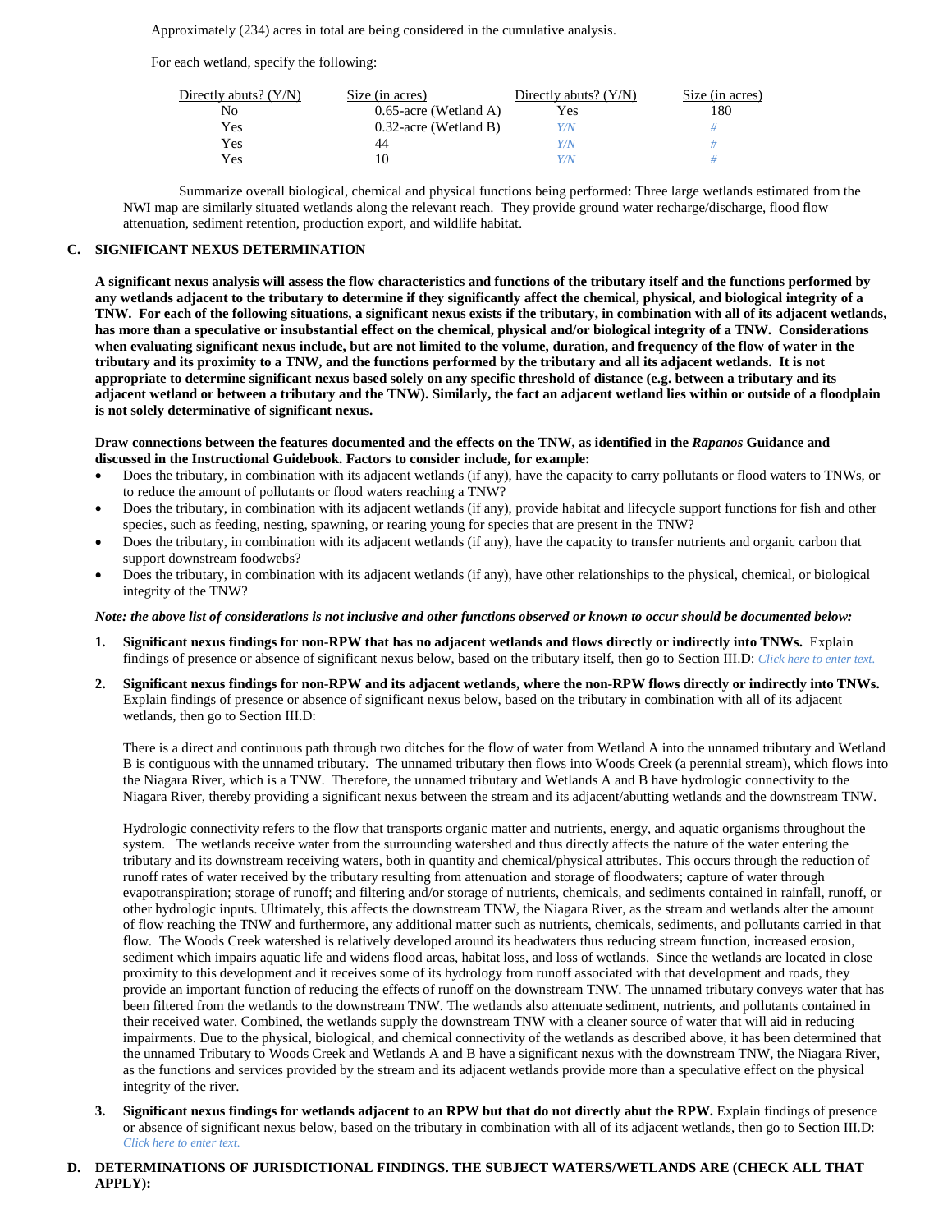Approximately (234) acres in total are being considered in the cumulative analysis.

For each wetland, specify the following:

| Directly abuts? (Y/N) | Size (in acres) | Directly abuts? (Y/N) | Size (in acres) |
|---|---|---|---|
| No | 0.65-acre (Wetland A) | Yes | 180 |
| Yes | 0.32-acre (Wetland B) | Y/N | # |
| Yes | 44 | Y/N | # |
| Yes | 10 | Y/N | # |

Summarize overall biological, chemical and physical functions being performed: Three large wetlands estimated from the NWI map are similarly situated wetlands along the relevant reach. They provide ground water recharge/discharge, flood flow attenuation, sediment retention, production export, and wildlife habitat.

## C. SIGNIFICANT NEXUS DETERMINATION

**A significant nexus analysis will assess the flow characteristics and functions of the tributary itself and the functions performed by any wetlands adjacent to the tributary to determine if they significantly affect the chemical, physical, and biological integrity of a TNW. For each of the following situations, a significant nexus exists if the tributary, in combination with all of its adjacent wetlands, has more than a speculative or insubstantial effect on the chemical, physical and/or biological integrity of a TNW. Considerations when evaluating significant nexus include, but are not limited to the volume, duration, and frequency of the flow of water in the tributary and its proximity to a TNW, and the functions performed by the tributary and all its adjacent wetlands. It is not appropriate to determine significant nexus based solely on any specific threshold of distance (e.g. between a tributary and its adjacent wetland or between a tributary and the TNW). Similarly, the fact an adjacent wetland lies within or outside of a floodplain is not solely determinative of significant nexus.**

**Draw connections between the features documented and the effects on the TNW, as identified in the *Rapanos* Guidance and discussed in the Instructional Guidebook. Factors to consider include, for example:**

- Does the tributary, in combination with its adjacent wetlands (if any), have the capacity to carry pollutants or flood waters to TNWs, or to reduce the amount of pollutants or flood waters reaching a TNW?
- Does the tributary, in combination with its adjacent wetlands (if any), provide habitat and lifecycle support functions for fish and other species, such as feeding, nesting, spawning, or rearing young for species that are present in the TNW?
- Does the tributary, in combination with its adjacent wetlands (if any), have the capacity to transfer nutrients and organic carbon that support downstream foodwebs?
- Does the tributary, in combination with its adjacent wetlands (if any), have other relationships to the physical, chemical, or biological integrity of the TNW?

***Note: the above list of considerations is not inclusive and other functions observed or known to occur should be documented below:***

1. **Significant nexus findings for non-RPW that has no adjacent wetlands and flows directly or indirectly into TNWs.** Explain findings of presence or absence of significant nexus below, based on the tributary itself, then go to Section III.D: *Click here to enter text.*

2. **Significant nexus findings for non-RPW and its adjacent wetlands, where the non-RPW flows directly or indirectly into TNWs.** Explain findings of presence or absence of significant nexus below, based on the tributary in combination with all of its adjacent wetlands, then go to Section III.D:

   There is a direct and continuous path through two ditches for the flow of water from Wetland A into the unnamed tributary and Wetland B is contiguous with the unnamed tributary. The unnamed tributary then flows into Woods Creek (a perennial stream), which flows into the Niagara River, which is a TNW. Therefore, the unnamed tributary and Wetlands A and B have hydrologic connectivity to the Niagara River, thereby providing a significant nexus between the stream and its adjacent/abutting wetlands and the downstream TNW.

   Hydrologic connectivity refers to the flow that transports organic matter and nutrients, energy, and aquatic organisms throughout the system. The wetlands receive water from the surrounding watershed and thus directly affects the nature of the water entering the tributary and its downstream receiving waters, both in quantity and chemical/physical attributes. This occurs through the reduction of runoff rates of water received by the tributary resulting from attenuation and storage of floodwaters; capture of water through evapotranspiration; storage of runoff; and filtering and/or storage of nutrients, chemicals, and sediments contained in rainfall, runoff, or other hydrologic inputs. Ultimately, this affects the downstream TNW, the Niagara River, as the stream and wetlands alter the amount of flow reaching the TNW and furthermore, any additional matter such as nutrients, chemicals, sediments, and pollutants carried in that flow. The Woods Creek watershed is relatively developed around its headwaters thus reducing stream function, increased erosion, sediment which impairs aquatic life and widens flood areas, habitat loss, and loss of wetlands. Since the wetlands are located in close proximity to this development and it receives some of its hydrology from runoff associated with that development and roads, they provide an important function of reducing the effects of runoff on the downstream TNW. The unnamed tributary conveys water that has been filtered from the wetlands to the downstream TNW. The wetlands also attenuate sediment, nutrients, and pollutants contained in their received water. Combined, the wetlands supply the downstream TNW with a cleaner source of water that will aid in reducing impairments. Due to the physical, biological, and chemical connectivity of the wetlands as described above, it has been determined that the unnamed Tributary to Woods Creek and Wetlands A and B have a significant nexus with the downstream TNW, the Niagara River, as the functions and services provided by the stream and its adjacent wetlands provide more than a speculative effect on the physical integrity of the river.

3. **Significant nexus findings for wetlands adjacent to an RPW but that do not directly abut the RPW.** Explain findings of presence or absence of significant nexus below, based on the tributary in combination with all of its adjacent wetlands, then go to Section III.D: *Click here to enter text.*

## D. DETERMINATIONS OF JURISDICTIONAL FINDINGS. THE SUBJECT WATERS/WETLANDS ARE (CHECK ALL THAT APPLY):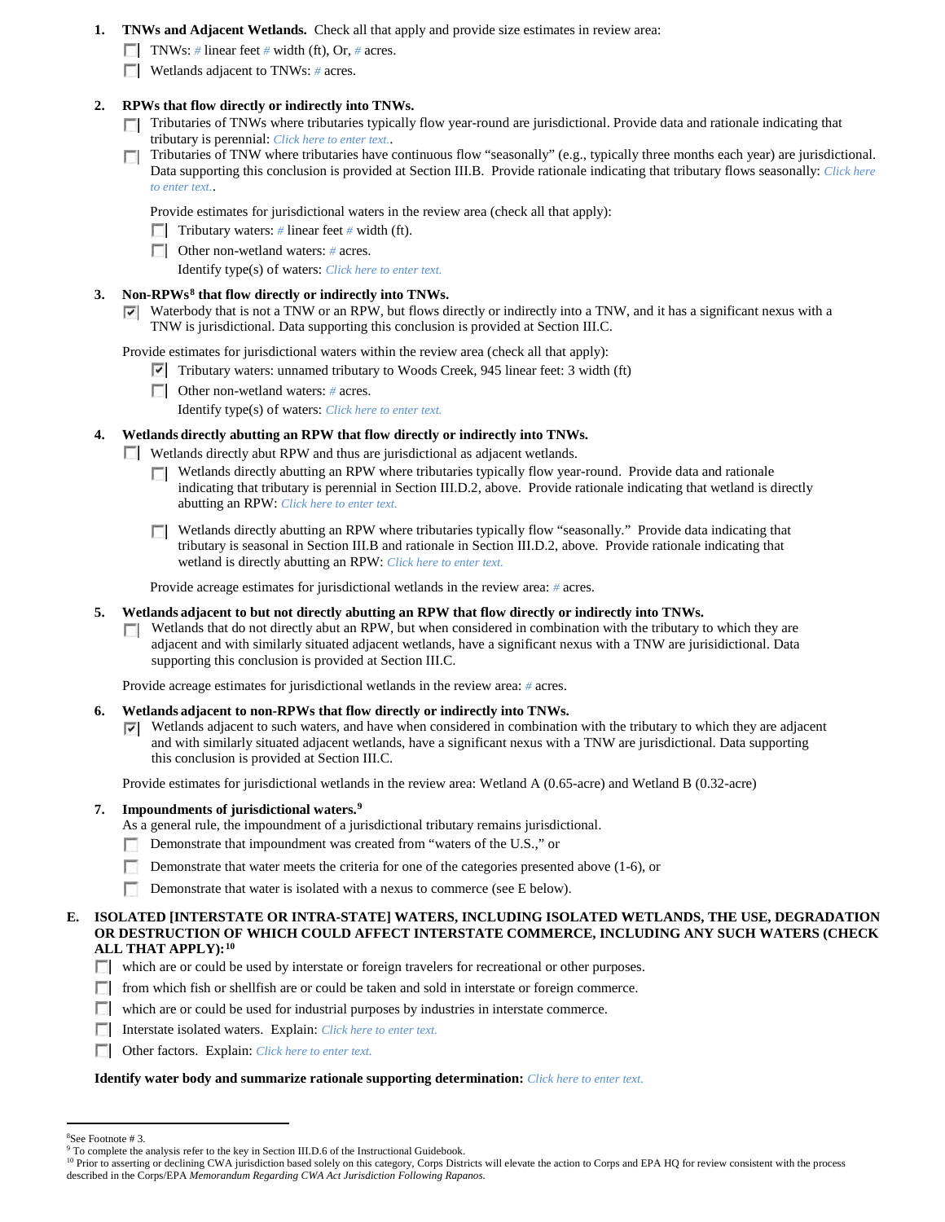1. **TNWs and Adjacent Wetlands.** Check all that apply and provide size estimates in review area:
   - ☐ TNWs: # linear feet # width (ft), Or, # acres.
   - ☐ Wetlands adjacent to TNWs: # acres.

2. **RPWs that flow directly or indirectly into TNWs.**
   - ☐ Tributaries of TNWs where tributaries typically flow year-round are jurisdictional. Provide data and rationale indicating that tributary is perennial: *Click here to enter text.*.
   - ☐ Tributaries of TNW where tributaries have continuous flow "seasonally" (e.g., typically three months each year) are jurisdictional. Data supporting this conclusion is provided at Section III.B. Provide rationale indicating that tributary flows seasonally: *Click here to enter text.*.

   Provide estimates for jurisdictional waters in the review area (check all that apply):
   - ☐ Tributary waters: # linear feet # width (ft).
   - ☐ Other non-wetland waters: # acres.

     Identify type(s) of waters: *Click here to enter text.*

3. **Non-RPWs[8] that flow directly or indirectly into TNWs.**
   - ☑ Waterbody that is not a TNW or an RPW, but flows directly or indirectly into a TNW, and it has a significant nexus with a TNW is jurisdictional. Data supporting this conclusion is provided at Section III.C.

   Provide estimates for jurisdictional waters within the review area (check all that apply):
   - ☑ Tributary waters: unnamed tributary to Woods Creek, 945 linear feet: 3 width (ft)
   - ☐ Other non-wetland waters: # acres.

     Identify type(s) of waters: *Click here to enter text.*

4. **Wetlands directly abutting an RPW that flow directly or indirectly into TNWs.**
   - ☐ Wetlands directly abut RPW and thus are jurisdictional as adjacent wetlands.
     - ☐ Wetlands directly abutting an RPW where tributaries typically flow year-round. Provide data and rationale indicating that tributary is perennial in Section III.D.2, above. Provide rationale indicating that wetland is directly abutting an RPW: *Click here to enter text.*
     - ☐ Wetlands directly abutting an RPW where tributaries typically flow "seasonally." Provide data indicating that tributary is seasonal in Section III.B and rationale in Section III.D.2, above. Provide rationale indicating that wetland is directly abutting an RPW: *Click here to enter text.*

   Provide acreage estimates for jurisdictional wetlands in the review area: # acres.

5. **Wetlands adjacent to but not directly abutting an RPW that flow directly or indirectly into TNWs.**
   - ☐ Wetlands that do not directly abut an RPW, but when considered in combination with the tributary to which they are adjacent and with similarly situated adjacent wetlands, have a significant nexus with a TNW are jurisidictional. Data supporting this conclusion is provided at Section III.C.

   Provide acreage estimates for jurisdictional wetlands in the review area: # acres.

6. **Wetlands adjacent to non-RPWs that flow directly or indirectly into TNWs.**
   - ☑ Wetlands adjacent to such waters, and have when considered in combination with the tributary to which they are adjacent and with similarly situated adjacent wetlands, have a significant nexus with a TNW are jurisdictional. Data supporting this conclusion is provided at Section III.C.

   Provide estimates for jurisdictional wetlands in the review area: Wetland A (0.65-acre) and Wetland B (0.32-acre)

7. **Impoundments of jurisdictional waters.[9]**

   As a general rule, the impoundment of a jurisdictional tributary remains jurisdictional.
   - ☐ Demonstrate that impoundment was created from "waters of the U.S.," or
   - ☐ Demonstrate that water meets the criteria for one of the categories presented above (1-6), or
   - ☐ Demonstrate that water is isolated with a nexus to commerce (see E below).

**E. ISOLATED [INTERSTATE OR INTRA-STATE] WATERS, INCLUDING ISOLATED WETLANDS, THE USE, DEGRADATION OR DESTRUCTION OF WHICH COULD AFFECT INTERSTATE COMMERCE, INCLUDING ANY SUCH WATERS (CHECK ALL THAT APPLY):[10]**

- ☐ which are or could be used by interstate or foreign travelers for recreational or other purposes.
- ☐ from which fish or shellfish are or could be taken and sold in interstate or foreign commerce.
- ☐ which are or could be used for industrial purposes by industries in interstate commerce.
- ☐ Interstate isolated waters. Explain: *Click here to enter text.*
- ☐ Other factors. Explain: *Click here to enter text.*

**Identify water body and summarize rationale supporting determination:** *Click here to enter text.*

---

[8] See Footnote # 3.

[9] To complete the analysis refer to the key in Section III.D.6 of the Instructional Guidebook.

[10] Prior to asserting or declining CWA jurisdiction based solely on this category, Corps Districts will elevate the action to Corps and EPA HQ for review consistent with the process described in the Corps/EPA *Memorandum Regarding CWA Act Jurisdiction Following Rapanos.*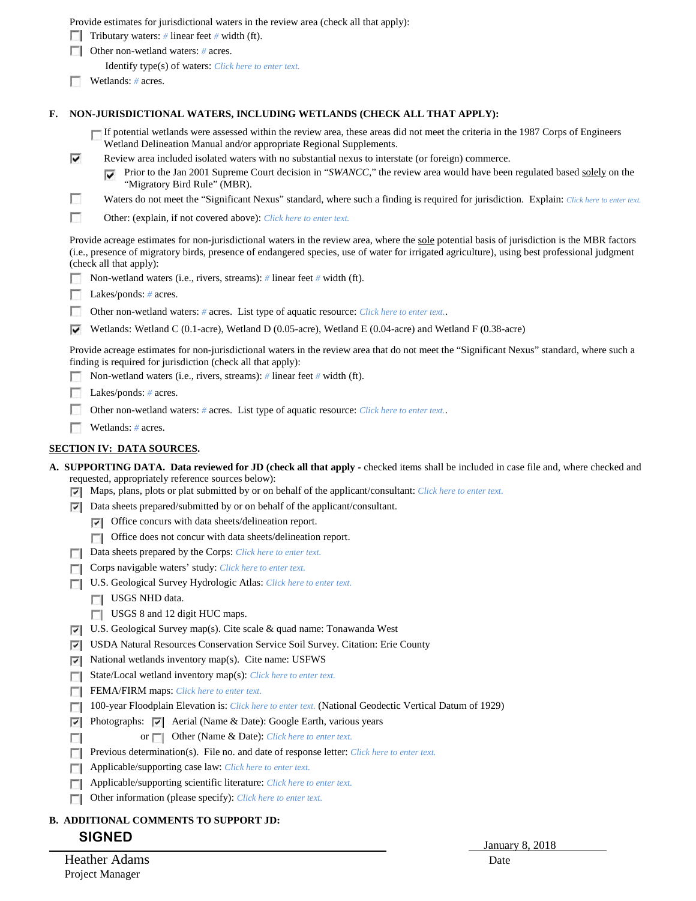Provide estimates for jurisdictional waters in the review area (check all that apply):

- ☐ Tributary waters: # linear feet # width (ft).
- ☐ Other non-wetland waters: # acres.
  - Identify type(s) of waters: Click here to enter text.
- ☐ Wetlands: # acres.

**F. NON-JURISDICTIONAL WATERS, INCLUDING WETLANDS (CHECK ALL THAT APPLY):**

- ☐ If potential wetlands were assessed within the review area, these areas did not meet the criteria in the 1987 Corps of Engineers Wetland Delineation Manual and/or appropriate Regional Supplements.
- ☑ Review area included isolated waters with no substantial nexus to interstate (or foreign) commerce.
  - ☑ Prior to the Jan 2001 Supreme Court decision in "*SWANCC*," the review area would have been regulated based solely on the "Migratory Bird Rule" (MBR).
- ☐ Waters do not meet the "Significant Nexus" standard, where such a finding is required for jurisdiction. Explain: Click here to enter text.
- ☐ Other: (explain, if not covered above): Click here to enter text.

Provide acreage estimates for non-jurisdictional waters in the review area, where the sole potential basis of jurisdiction is the MBR factors (i.e., presence of migratory birds, presence of endangered species, use of water for irrigated agriculture), using best professional judgment (check all that apply):

- ☐ Non-wetland waters (i.e., rivers, streams): # linear feet # width (ft).
- ☐ Lakes/ponds: # acres.
- ☐ Other non-wetland waters: # acres. List type of aquatic resource: Click here to enter text..
- ☑ Wetlands: Wetland C (0.1-acre), Wetland D (0.05-acre), Wetland E (0.04-acre) and Wetland F (0.38-acre)

Provide acreage estimates for non-jurisdictional waters in the review area that do not meet the "Significant Nexus" standard, where such a finding is required for jurisdiction (check all that apply):

- ☐ Non-wetland waters (i.e., rivers, streams): # linear feet # width (ft).
- ☐ Lakes/ponds: # acres.
- ☐ Other non-wetland waters: # acres. List type of aquatic resource: Click here to enter text..
- ☐ Wetlands: # acres.

## SECTION IV: DATA SOURCES.

**A. SUPPORTING DATA. Data reviewed for JD (check all that apply** - checked items shall be included in case file and, where checked and requested, appropriately reference sources below):

- ☑ Maps, plans, plots or plat submitted by or on behalf of the applicant/consultant: Click here to enter text.
- ☑ Data sheets prepared/submitted by or on behalf of the applicant/consultant.
  - ☑ Office concurs with data sheets/delineation report.
  - ☐ Office does not concur with data sheets/delineation report.
- ☐ Data sheets prepared by the Corps: Click here to enter text.
- ☐ Corps navigable waters' study: Click here to enter text.
- ☐ U.S. Geological Survey Hydrologic Atlas: Click here to enter text.
  - ☐ USGS NHD data.
  - ☐ USGS 8 and 12 digit HUC maps.
- ☑ U.S. Geological Survey map(s). Cite scale & quad name: Tonawanda West
- ☑ USDA Natural Resources Conservation Service Soil Survey. Citation: Erie County
- ☑ National wetlands inventory map(s). Cite name: USFWS
- ☐ State/Local wetland inventory map(s): Click here to enter text.
- ☐ FEMA/FIRM maps: Click here to enter text.
- ☐ 100-year Floodplain Elevation is: Click here to enter text. (National Geodectic Vertical Datum of 1929)
- ☑ Photographs: ☑ Aerial (Name & Date): Google Earth, various years
- ☐ or ☐ Other (Name & Date): Click here to enter text.
- ☐ Previous determination(s). File no. and date of response letter: Click here to enter text.
- ☐ Applicable/supporting case law: Click here to enter text.
- ☐ Applicable/supporting scientific literature: Click here to enter text.
- ☐ Other information (please specify): Click here to enter text.

**B. ADDITIONAL COMMENTS TO SUPPORT JD:**

**SIGNED**

Heather Adams
Project Manager

January 8, 2018
Date